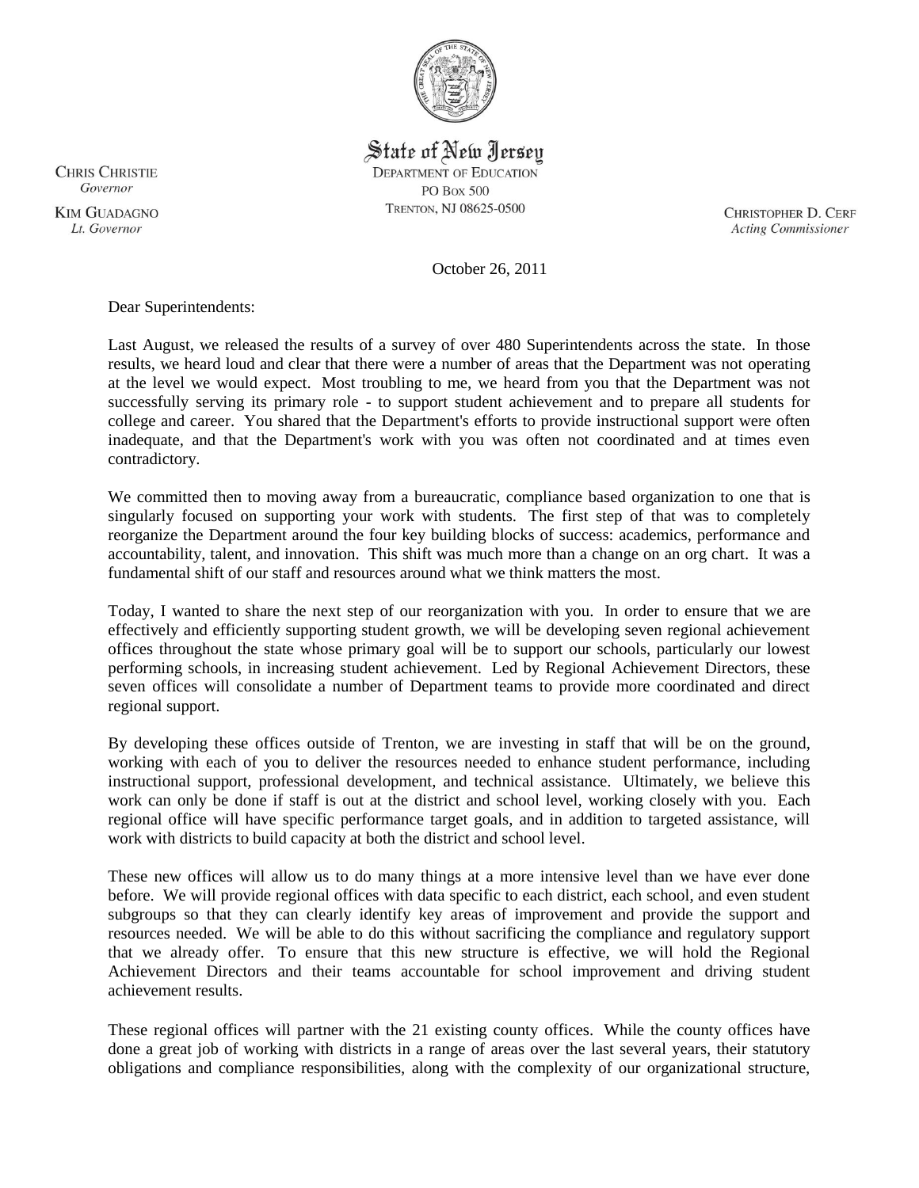State of New Jersey
DEPARTMENT OF EDUCATION
PO BOX 500
TRENTON, NJ 08625-0500

CHRIS CHRISTIE
*Governor*

KIM GUADAGNO
*Lt. Governor*

CHRISTOPHER D. CERF
*Acting Commissioner*

October 26, 2011

Dear Superintendents:

Last August, we released the results of a survey of over 480 Superintendents across the state. In those results, we heard loud and clear that there were a number of areas that the Department was not operating at the level we would expect. Most troubling to me, we heard from you that the Department was not successfully serving its primary role - to support student achievement and to prepare all students for college and career. You shared that the Department's efforts to provide instructional support were often inadequate, and that the Department's work with you was often not coordinated and at times even contradictory.

We committed then to moving away from a bureaucratic, compliance based organization to one that is singularly focused on supporting your work with students. The first step of that was to completely reorganize the Department around the four key building blocks of success: academics, performance and accountability, talent, and innovation. This shift was much more than a change on an org chart. It was a fundamental shift of our staff and resources around what we think matters the most.

Today, I wanted to share the next step of our reorganization with you. In order to ensure that we are effectively and efficiently supporting student growth, we will be developing seven regional achievement offices throughout the state whose primary goal will be to support our schools, particularly our lowest performing schools, in increasing student achievement. Led by Regional Achievement Directors, these seven offices will consolidate a number of Department teams to provide more coordinated and direct regional support.

By developing these offices outside of Trenton, we are investing in staff that will be on the ground, working with each of you to deliver the resources needed to enhance student performance, including instructional support, professional development, and technical assistance. Ultimately, we believe this work can only be done if staff is out at the district and school level, working closely with you. Each regional office will have specific performance target goals, and in addition to targeted assistance, will work with districts to build capacity at both the district and school level.

These new offices will allow us to do many things at a more intensive level than we have ever done before. We will provide regional offices with data specific to each district, each school, and even student subgroups so that they can clearly identify key areas of improvement and provide the support and resources needed. We will be able to do this without sacrificing the compliance and regulatory support that we already offer. To ensure that this new structure is effective, we will hold the Regional Achievement Directors and their teams accountable for school improvement and driving student achievement results.

These regional offices will partner with the 21 existing county offices. While the county offices have done a great job of working with districts in a range of areas over the last several years, their statutory obligations and compliance responsibilities, along with the complexity of our organizational structure,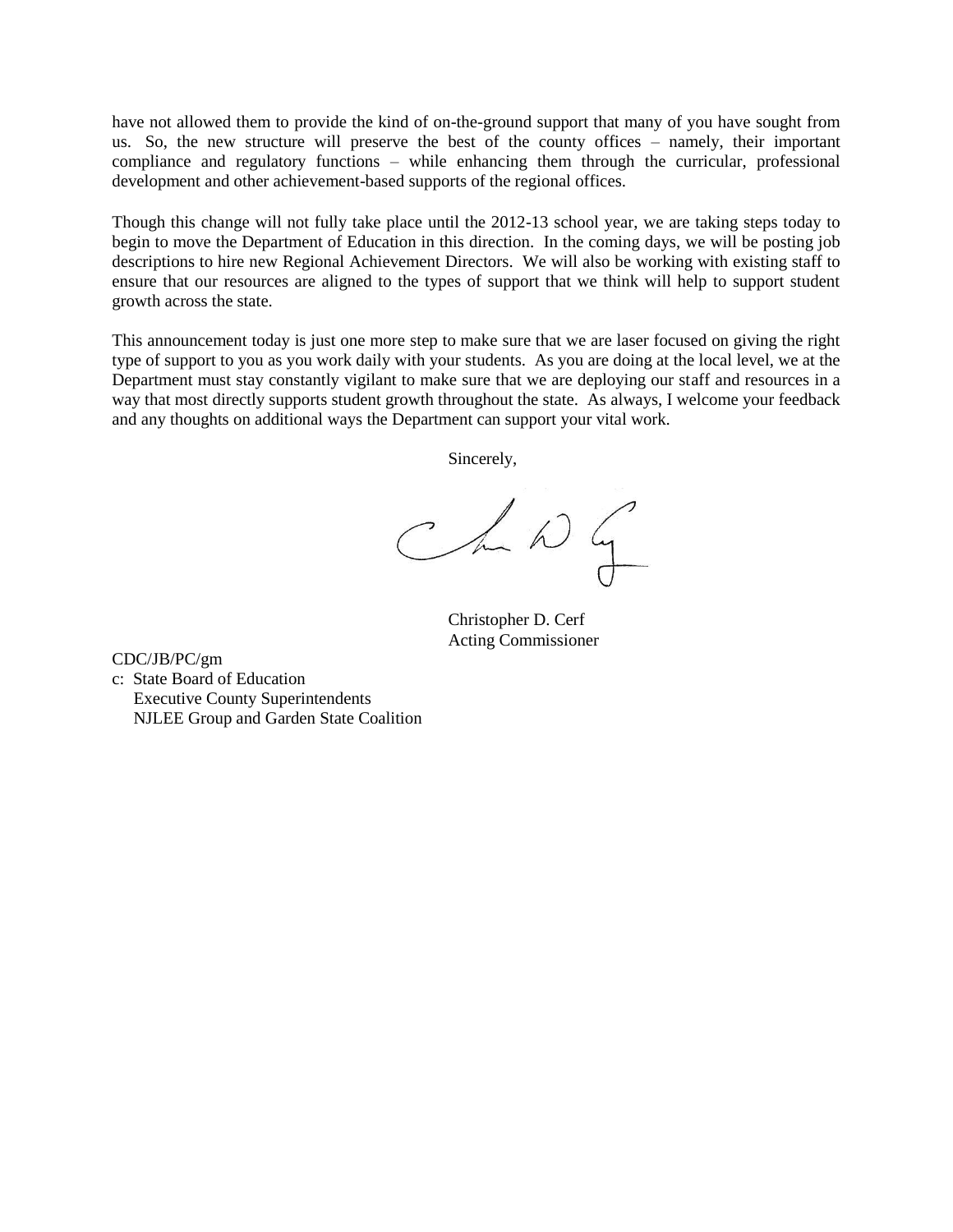have not allowed them to provide the kind of on-the-ground support that many of you have sought from us. So, the new structure will preserve the best of the county offices – namely, their important compliance and regulatory functions – while enhancing them through the curricular, professional development and other achievement-based supports of the regional offices.

Though this change will not fully take place until the 2012-13 school year, we are taking steps today to begin to move the Department of Education in this direction. In the coming days, we will be posting job descriptions to hire new Regional Achievement Directors. We will also be working with existing staff to ensure that our resources are aligned to the types of support that we think will help to support student growth across the state.

This announcement today is just one more step to make sure that we are laser focused on giving the right type of support to you as you work daily with your students. As you are doing at the local level, we at the Department must stay constantly vigilant to make sure that we are deploying our staff and resources in a way that most directly supports student growth throughout the state. As always, I welcome your feedback and any thoughts on additional ways the Department can support your vital work.

Sincerely,

Christopher D. Cerf
Acting Commissioner

CDC/JB/PC/gm

c: State Board of Education
Executive County Superintendents
NJLEE Group and Garden State Coalition